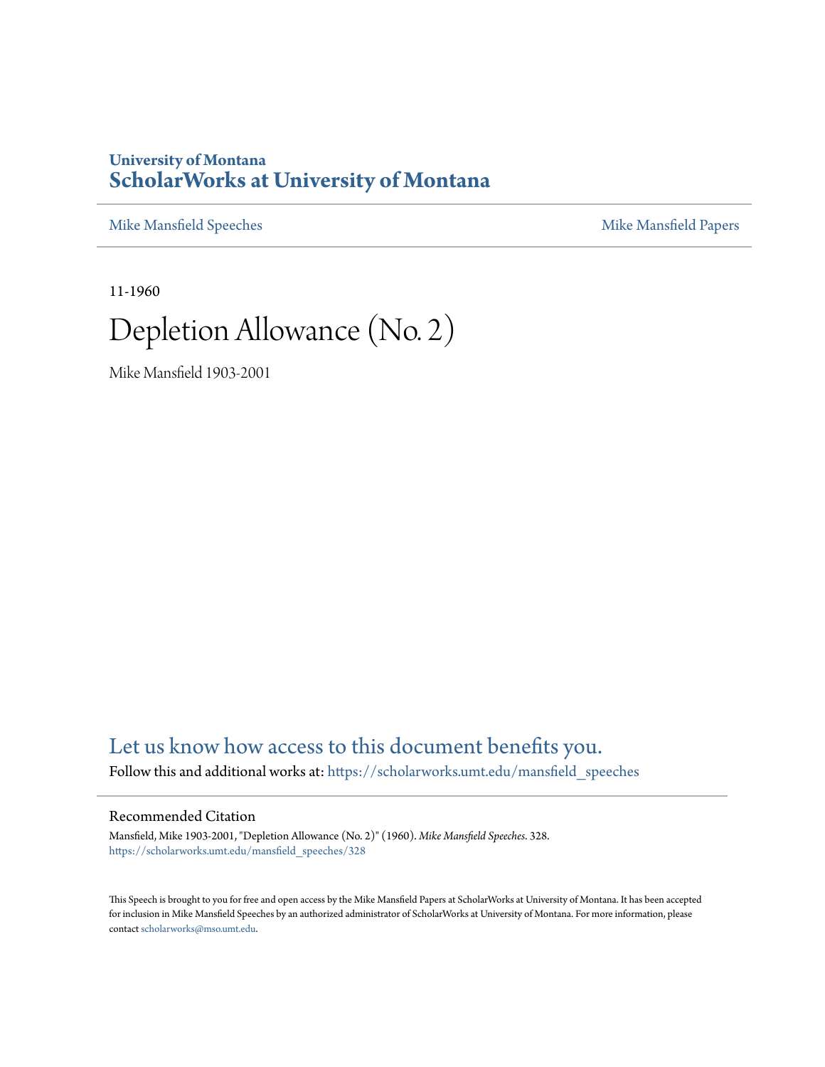University of Montana
# ScholarWorks at University of Montana

Mike Mansfield Speeches | Mike Mansfield Papers

11-1960

# Depletion Allowance (No. 2)

Mike Mansfield 1903-2001

Let us know how access to this document benefits you.

Follow this and additional works at: https://scholarworks.umt.edu/mansfield_speeches

## Recommended Citation

Mansfield, Mike 1903-2001, "Depletion Allowance (No. 2)" (1960). *Mike Mansfield Speeches*. 328.
https://scholarworks.umt.edu/mansfield_speeches/328

This Speech is brought to you for free and open access by the Mike Mansfield Papers at ScholarWorks at University of Montana. It has been accepted for inclusion in Mike Mansfield Speeches by an authorized administrator of ScholarWorks at University of Montana. For more information, please contact scholarworks@mso.umt.edu.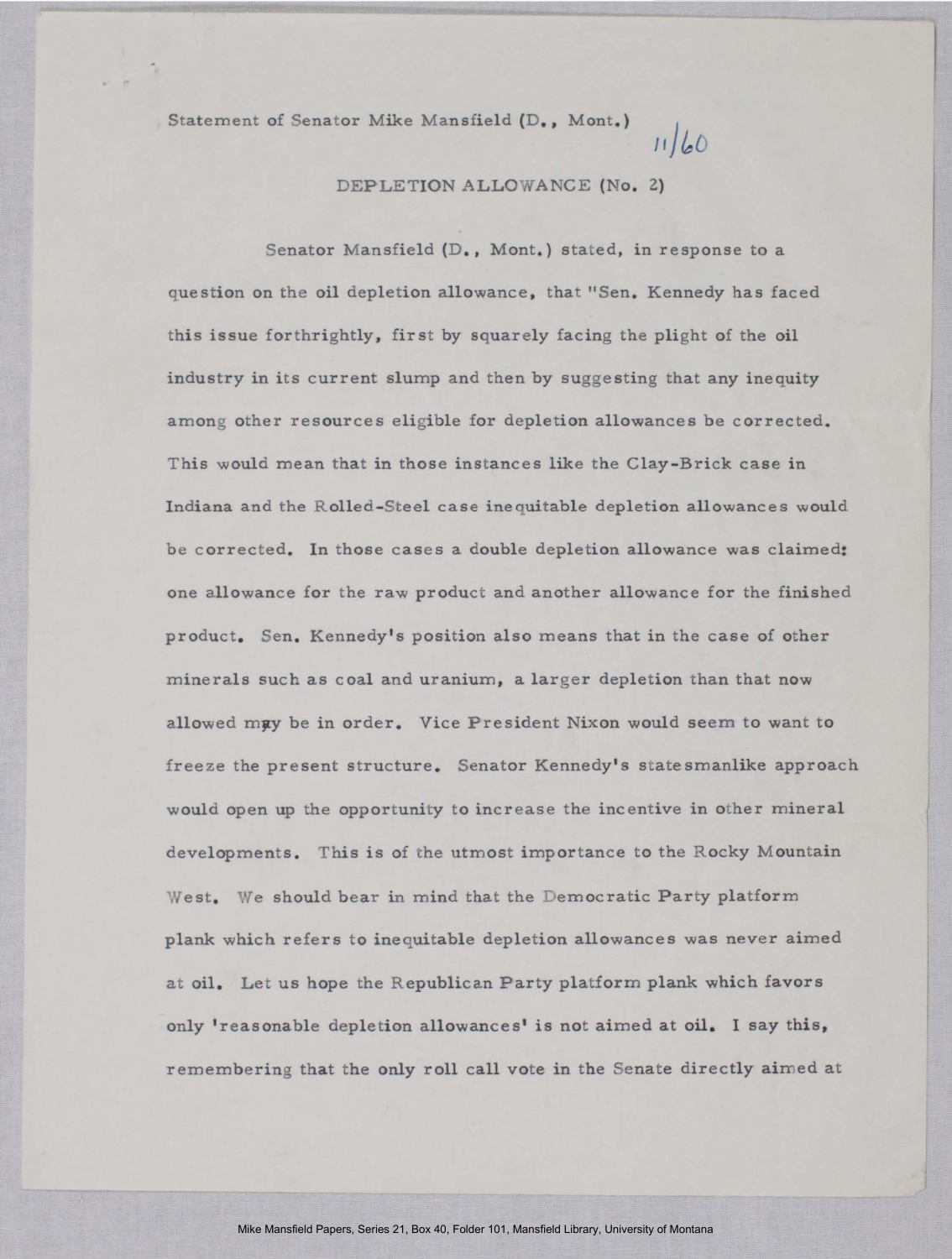Statement of Senator Mike Mansfield (D., Mont.)

11/60

## DEPLETION ALLOWANCE (No. 2)

Senator Mansfield (D., Mont.) stated, in response to a question on the oil depletion allowance, that "Sen. Kennedy has faced this issue forthrightly, first by squarely facing the plight of the oil industry in its current slump and then by suggesting that any inequity among other resources eligible for depletion allowances be corrected. This would mean that in those instances like the Clay-Brick case in Indiana and the Rolled-Steel case inequitable depletion allowances would be corrected. In those cases a double depletion allowance was claimed: one allowance for the raw product and another allowance for the finished product. Sen. Kennedy's position also means that in the case of other minerals such as coal and uranium, a larger depletion than that now allowed may be in order. Vice President Nixon would seem to want to freeze the present structure. Senator Kennedy's statesmanlike approach would open up the opportunity to increase the incentive in other mineral developments. This is of the utmost importance to the Rocky Mountain West. We should bear in mind that the Democratic Party platform plank which refers to inequitable depletion allowances was never aimed at oil. Let us hope the Republican Party platform plank which favors only 'reasonable depletion allowances' is not aimed at oil. I say this, remembering that the only roll call vote in the Senate directly aimed at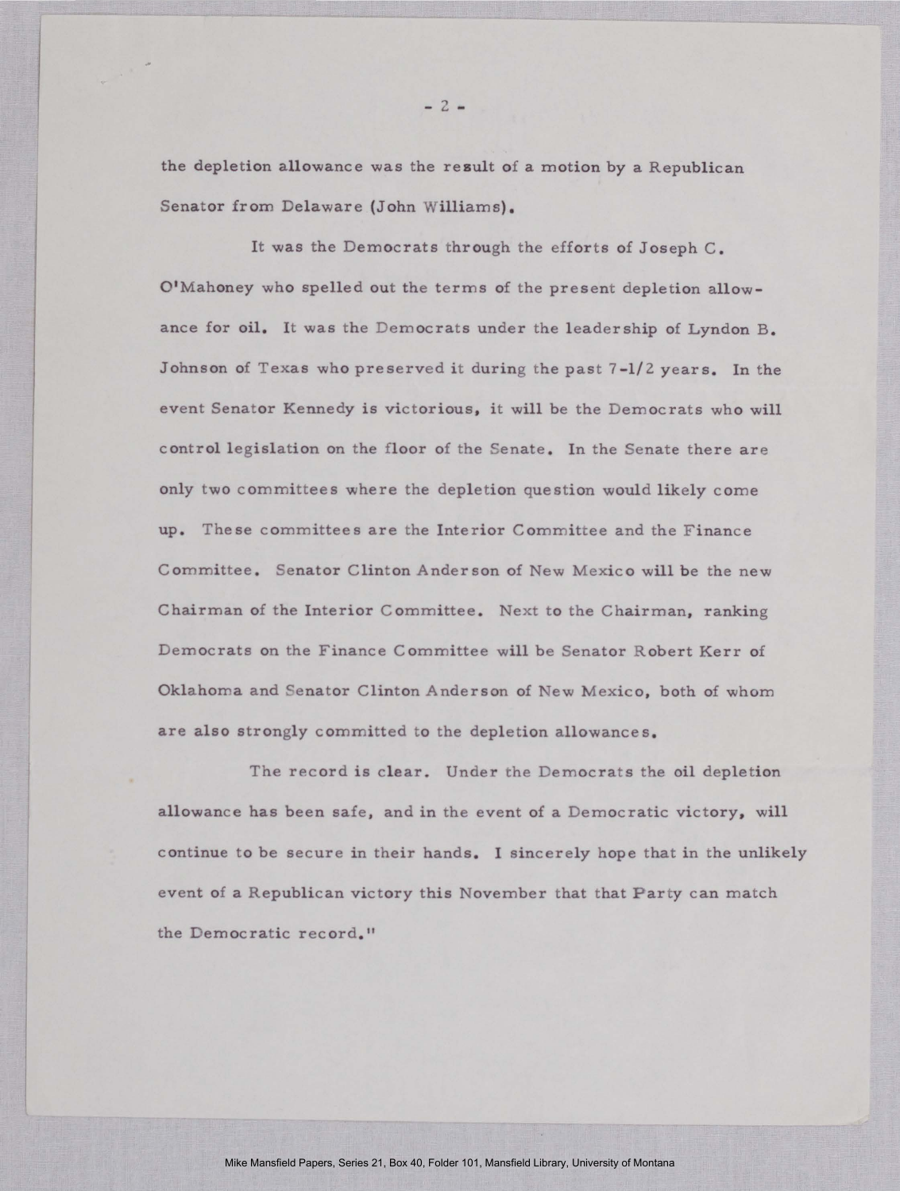the depletion allowance was the result of a motion by a Republican Senator from Delaware (John Williams).

It was the Democrats through the efforts of Joseph C. O'Mahoney who spelled out the terms of the present depletion allowance for oil. It was the Democrats under the leadership of Lyndon B. Johnson of Texas who preserved it during the past 7-1/2 years. In the event Senator Kennedy is victorious, it will be the Democrats who will control legislation on the floor of the Senate. In the Senate there are only two committees where the depletion question would likely come up. These committees are the Interior Committee and the Finance Committee. Senator Clinton Anderson of New Mexico will be the new Chairman of the Interior Committee. Next to the Chairman, ranking Democrats on the Finance Committee will be Senator Robert Kerr of Oklahoma and Senator Clinton Anderson of New Mexico, both of whom are also strongly committed to the depletion allowances.

The record is clear. Under the Democrats the oil depletion allowance has been safe, and in the event of a Democratic victory, will continue to be secure in their hands. I sincerely hope that in the unlikely event of a Republican victory this November that that Party can match the Democratic record."

Mike Mansfield Papers, Series 21, Box 40, Folder 101, Mansfield Library, University of Montana